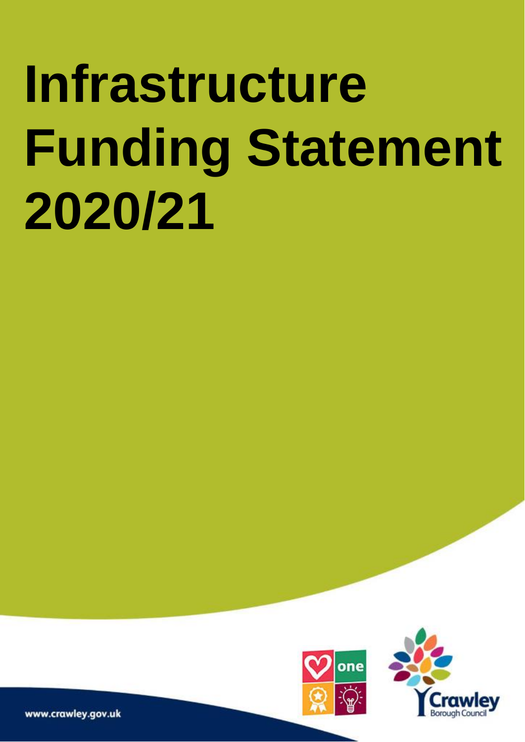# Infrastructure Funding Statement 2020/21

www.crawley.gov.uk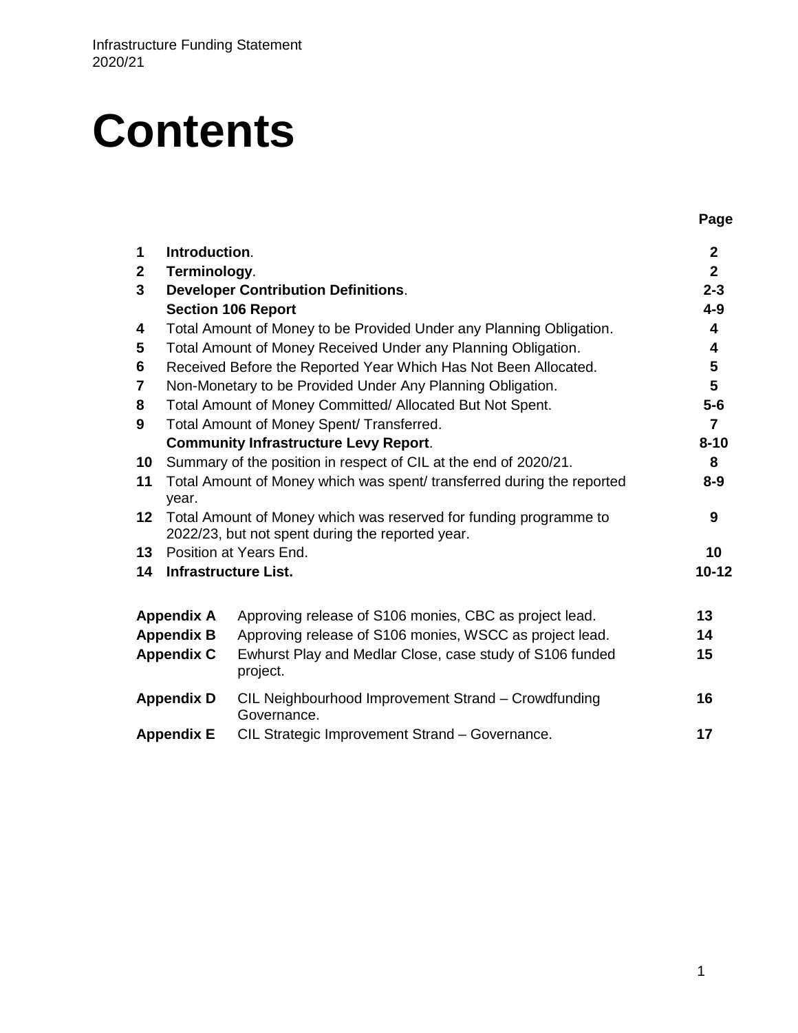# Contents

| | | Page |
|---|---|---|
| **1** | **Introduction**. | **2** |
| **2** | **Terminology**. | **2** |
| **3** | **Developer Contribution Definitions**. | **2-3** |
| | **Section 106 Report** | **4-9** |
| **4** | Total Amount of Money to be Provided Under any Planning Obligation. | **4** |
| **5** | Total Amount of Money Received Under any Planning Obligation. | **4** |
| **6** | Received Before the Reported Year Which Has Not Been Allocated. | **5** |
| **7** | Non-Monetary to be Provided Under Any Planning Obligation. | **5** |
| **8** | Total Amount of Money Committed/ Allocated But Not Spent. | **5-6** |
| **9** | Total Amount of Money Spent/ Transferred. | **7** |
| | **Community Infrastructure Levy Report**. | **8-10** |
| **10** | Summary of the position in respect of CIL at the end of 2020/21. | **8** |
| **11** | Total Amount of Money which was spent/ transferred during the reported year. | **8-9** |
| **12** | Total Amount of Money which was reserved for funding programme to 2022/23, but not spent during the reported year. | **9** |
| **13** | Position at Years End. | **10** |
| **14** | **Infrastructure List.** | **10-12** |

| | | |
|---|---|---|
| **Appendix A** | Approving release of S106 monies, CBC as project lead. | **13** |
| **Appendix B** | Approving release of S106 monies, WSCC as project lead. | **14** |
| **Appendix C** | Ewhurst Play and Medlar Close, case study of S106 funded project. | **15** |
| **Appendix D** | CIL Neighbourhood Improvement Strand – Crowdfunding Governance. | **16** |
| **Appendix E** | CIL Strategic Improvement Strand – Governance. | **17** |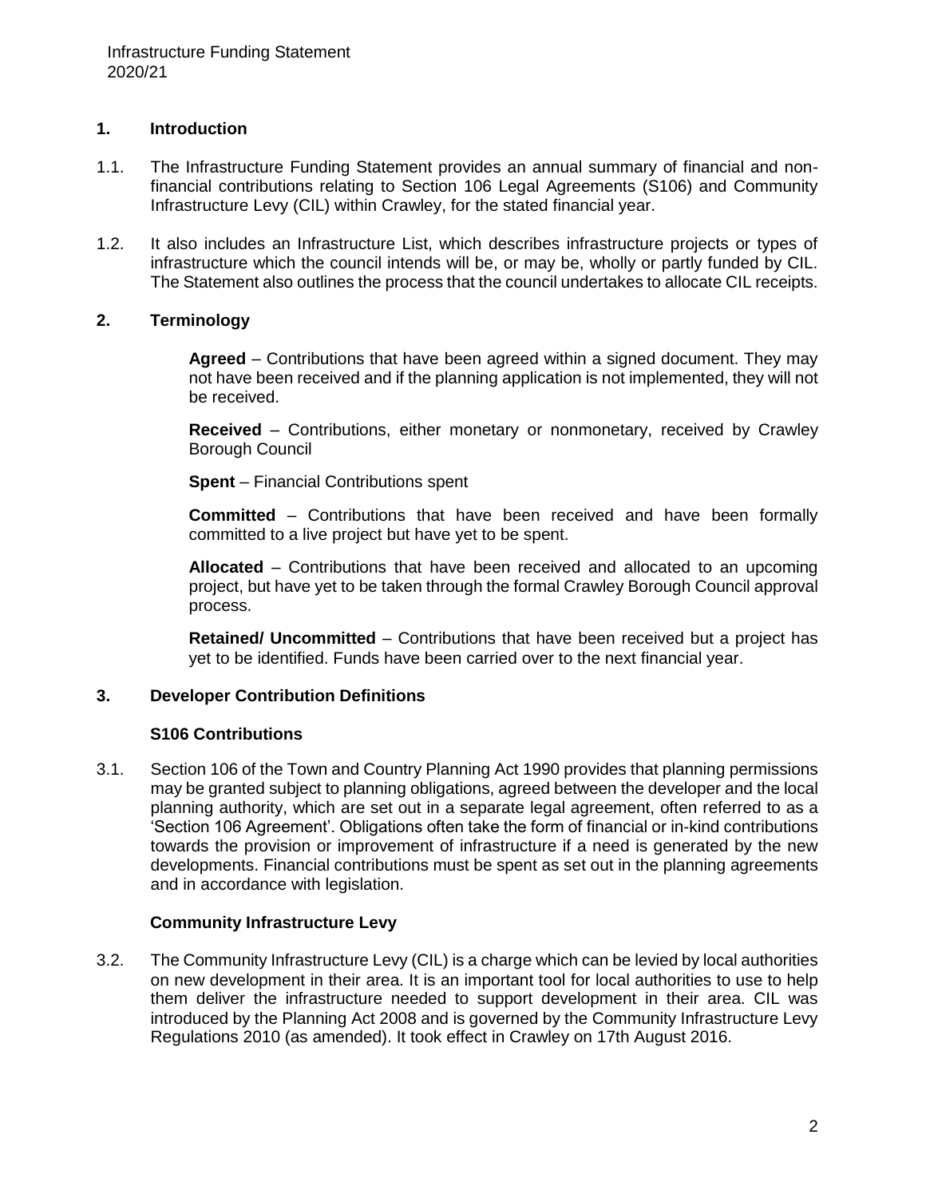## 1. Introduction

1.1. The Infrastructure Funding Statement provides an annual summary of financial and non-financial contributions relating to Section 106 Legal Agreements (S106) and Community Infrastructure Levy (CIL) within Crawley, for the stated financial year.

1.2. It also includes an Infrastructure List, which describes infrastructure projects or types of infrastructure which the council intends will be, or may be, wholly or partly funded by CIL. The Statement also outlines the process that the council undertakes to allocate CIL receipts.

## 2. Terminology

**Agreed** – Contributions that have been agreed within a signed document. They may not have been received and if the planning application is not implemented, they will not be received.

**Received** – Contributions, either monetary or nonmonetary, received by Crawley Borough Council

**Spent** – Financial Contributions spent

**Committed** – Contributions that have been received and have been formally committed to a live project but have yet to be spent.

**Allocated** – Contributions that have been received and allocated to an upcoming project, but have yet to be taken through the formal Crawley Borough Council approval process.

**Retained/ Uncommitted** – Contributions that have been received but a project has yet to be identified. Funds have been carried over to the next financial year.

## 3. Developer Contribution Definitions

### S106 Contributions

3.1. Section 106 of the Town and Country Planning Act 1990 provides that planning permissions may be granted subject to planning obligations, agreed between the developer and the local planning authority, which are set out in a separate legal agreement, often referred to as a 'Section 106 Agreement'. Obligations often take the form of financial or in-kind contributions towards the provision or improvement of infrastructure if a need is generated by the new developments. Financial contributions must be spent as set out in the planning agreements and in accordance with legislation.

### Community Infrastructure Levy

3.2. The Community Infrastructure Levy (CIL) is a charge which can be levied by local authorities on new development in their area. It is an important tool for local authorities to use to help them deliver the infrastructure needed to support development in their area. CIL was introduced by the Planning Act 2008 and is governed by the Community Infrastructure Levy Regulations 2010 (as amended). It took effect in Crawley on 17th August 2016.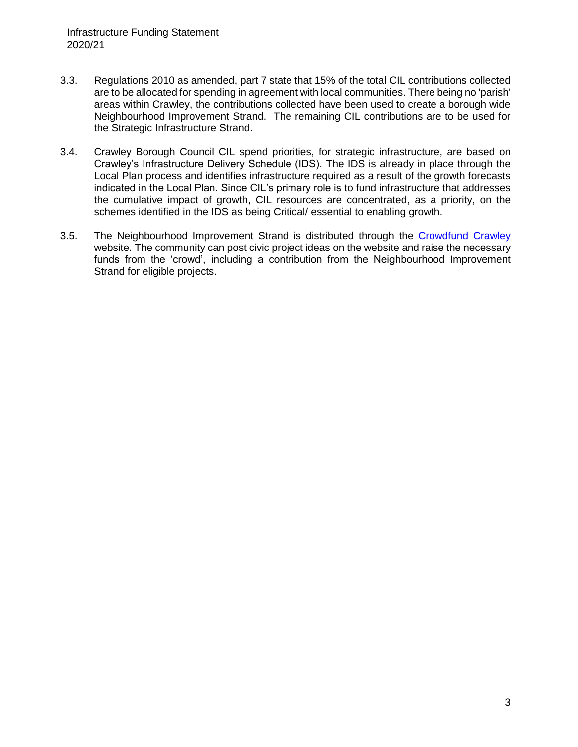3.3. Regulations 2010 as amended, part 7 state that 15% of the total CIL contributions collected are to be allocated for spending in agreement with local communities. There being no 'parish' areas within Crawley, the contributions collected have been used to create a borough wide Neighbourhood Improvement Strand. The remaining CIL contributions are to be used for the Strategic Infrastructure Strand.

3.4. Crawley Borough Council CIL spend priorities, for strategic infrastructure, are based on Crawley's Infrastructure Delivery Schedule (IDS). The IDS is already in place through the Local Plan process and identifies infrastructure required as a result of the growth forecasts indicated in the Local Plan. Since CIL's primary role is to fund infrastructure that addresses the cumulative impact of growth, CIL resources are concentrated, as a priority, on the schemes identified in the IDS as being Critical/ essential to enabling growth.

3.5. The Neighbourhood Improvement Strand is distributed through the Crowdfund Crawley website. The community can post civic project ideas on the website and raise the necessary funds from the 'crowd', including a contribution from the Neighbourhood Improvement Strand for eligible projects.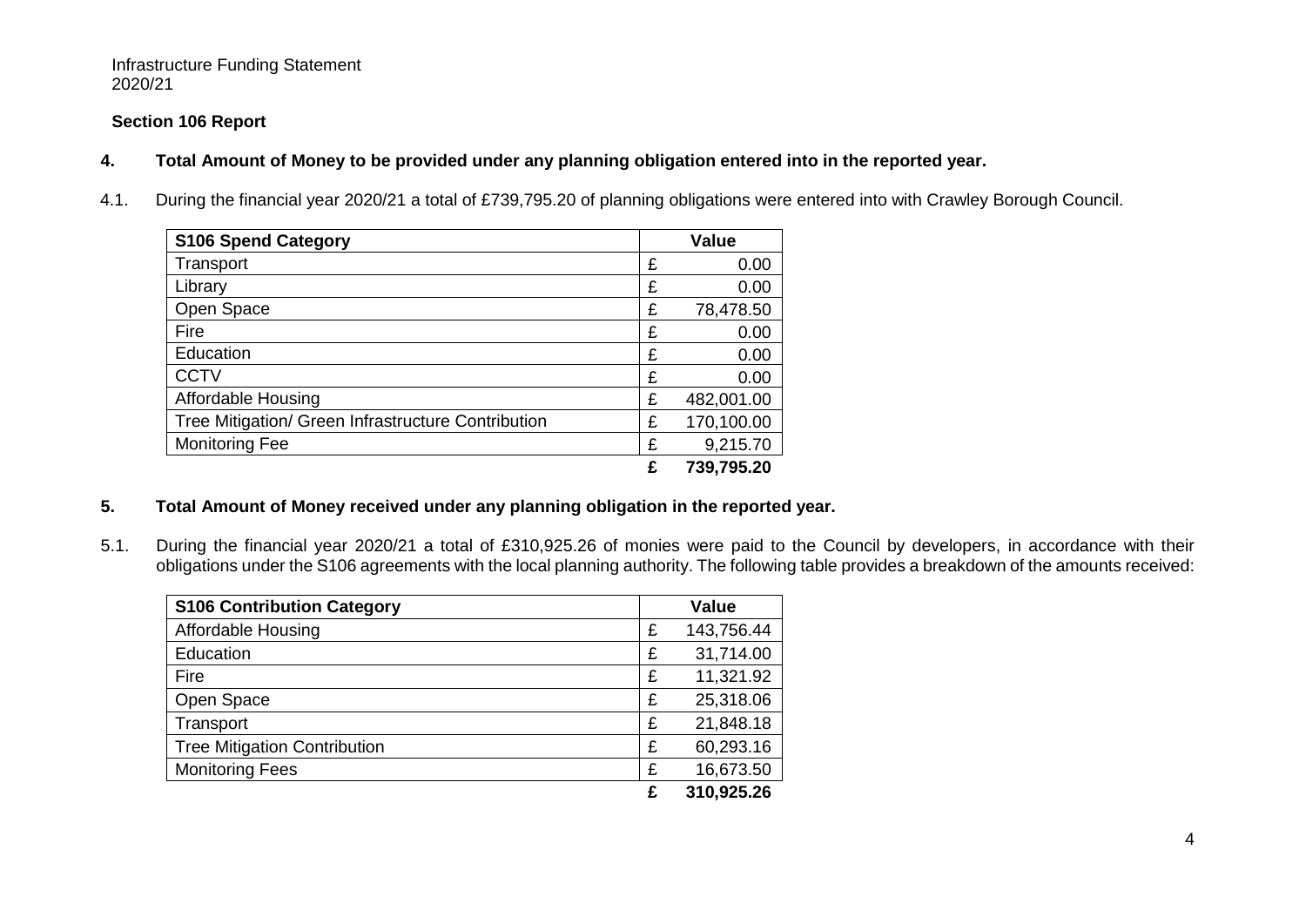Infrastructure Funding Statement
2020/21

**Section 106 Report**

## 4. Total Amount of Money to be provided under any planning obligation entered into in the reported year.

4.1. During the financial year 2020/21 a total of £739,795.20 of planning obligations were entered into with Crawley Borough Council.

| S106 Spend Category | Value | |
|---|---|---|
| Transport | £ | 0.00 |
| Library | £ | 0.00 |
| Open Space | £ | 78,478.50 |
| Fire | £ | 0.00 |
| Education | £ | 0.00 |
| CCTV | £ | 0.00 |
| Affordable Housing | £ | 482,001.00 |
| Tree Mitigation/ Green Infrastructure Contribution | £ | 170,100.00 |
| Monitoring Fee | £ | 9,215.70 |
| | **£** | **739,795.20** |

## 5. Total Amount of Money received under any planning obligation in the reported year.

5.1. During the financial year 2020/21 a total of £310,925.26 of monies were paid to the Council by developers, in accordance with their obligations under the S106 agreements with the local planning authority. The following table provides a breakdown of the amounts received:

| S106 Contribution Category | Value | |
|---|---|---|
| Affordable Housing | £ | 143,756.44 |
| Education | £ | 31,714.00 |
| Fire | £ | 11,321.92 |
| Open Space | £ | 25,318.06 |
| Transport | £ | 21,848.18 |
| Tree Mitigation Contribution | £ | 60,293.16 |
| Monitoring Fees | £ | 16,673.50 |
| | **£** | **310,925.26** |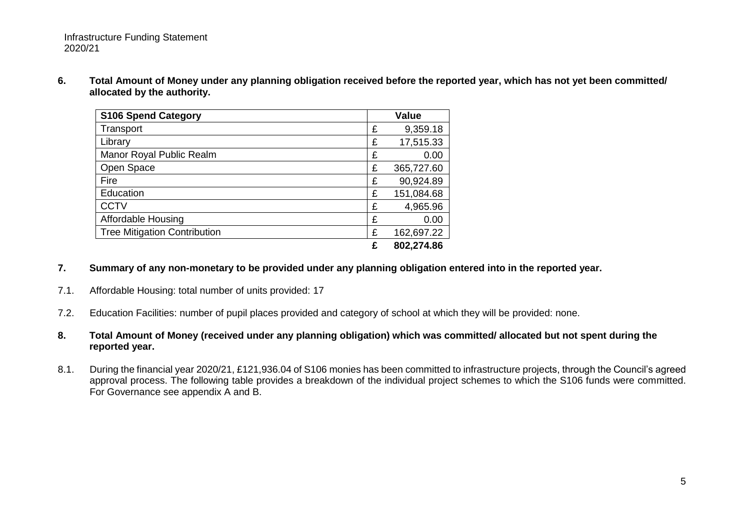## 6. Total Amount of Money under any planning obligation received before the reported year, which has not yet been committed/ allocated by the authority.

| S106 Spend Category | Value |
|---|---|
| Transport | £ 9,359.18 |
| Library | £ 17,515.33 |
| Manor Royal Public Realm | £ 0.00 |
| Open Space | £ 365,727.60 |
| Fire | £ 90,924.89 |
| Education | £ 151,084.68 |
| CCTV | £ 4,965.96 |
| Affordable Housing | £ 0.00 |
| Tree Mitigation Contribution | £ 162,697.22 |
| | **£ 802,274.86** |

## 7. Summary of any non-monetary to be provided under any planning obligation entered into in the reported year.

7.1. Affordable Housing: total number of units provided: 17

7.2. Education Facilities: number of pupil places provided and category of school at which they will be provided: none.

## 8. Total Amount of Money (received under any planning obligation) which was committed/ allocated but not spent during the reported year.

8.1. During the financial year 2020/21, £121,936.04 of S106 monies has been committed to infrastructure projects, through the Council's agreed approval process. The following table provides a breakdown of the individual project schemes to which the S106 funds were committed. For Governance see appendix A and B.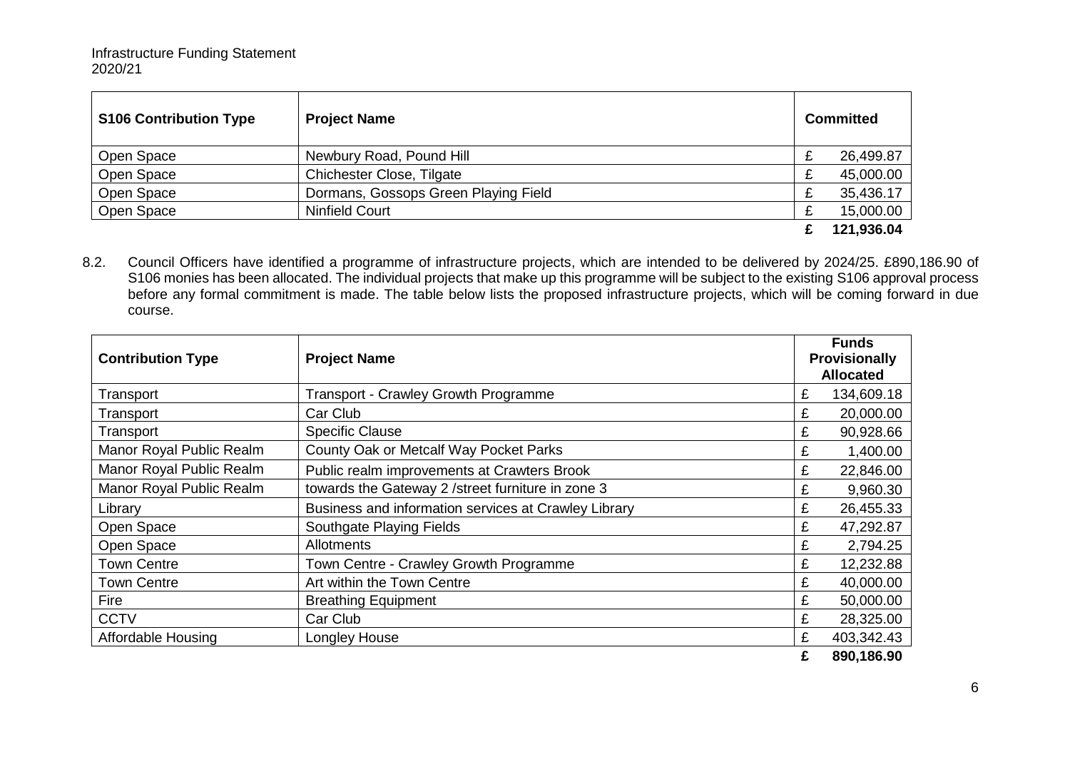| S106 Contribution Type | Project Name | Committed |
|---|---|---|
| Open Space | Newbury Road, Pound Hill | £ 26,499.87 |
| Open Space | Chichester Close, Tilgate | £ 45,000.00 |
| Open Space | Dormans, Gossops Green Playing Field | £ 35,436.17 |
| Open Space | Ninfield Court | £ 15,000.00 |
| | | **£ 121,936.04** |

8.2. Council Officers have identified a programme of infrastructure projects, which are intended to be delivered by 2024/25. £890,186.90 of S106 monies has been allocated. The individual projects that make up this programme will be subject to the existing S106 approval process before any formal commitment is made. The table below lists the proposed infrastructure projects, which will be coming forward in due course.

| Contribution Type | Project Name | Funds Provisionally Allocated |
|---|---|---|
| Transport | Transport - Crawley Growth Programme | £ 134,609.18 |
| Transport | Car Club | £ 20,000.00 |
| Transport | Specific Clause | £ 90,928.66 |
| Manor Royal Public Realm | County Oak or Metcalf Way Pocket Parks | £ 1,400.00 |
| Manor Royal Public Realm | Public realm improvements at Crawters Brook | £ 22,846.00 |
| Manor Royal Public Realm | towards the Gateway 2 /street furniture in zone 3 | £ 9,960.30 |
| Library | Business and information services at Crawley Library | £ 26,455.33 |
| Open Space | Southgate Playing Fields | £ 47,292.87 |
| Open Space | Allotments | £ 2,794.25 |
| Town Centre | Town Centre - Crawley Growth Programme | £ 12,232.88 |
| Town Centre | Art within the Town Centre | £ 40,000.00 |
| Fire | Breathing Equipment | £ 50,000.00 |
| CCTV | Car Club | £ 28,325.00 |
| Affordable Housing | Longley House | £ 403,342.43 |
| | | **£ 890,186.90** |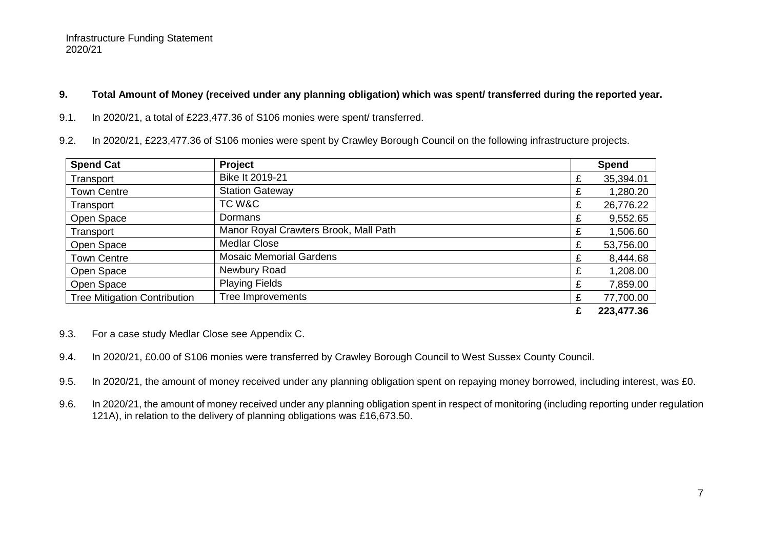## 9. Total Amount of Money (received under any planning obligation) which was spent/ transferred during the reported year.

9.1. In 2020/21, a total of £223,477.36 of S106 monies were spent/ transferred.

9.2. In 2020/21, £223,477.36 of S106 monies were spent by Crawley Borough Council on the following infrastructure projects.

| Spend Cat | Project | Spend |
|---|---|---|
| Transport | Bike It 2019-21 | £ 35,394.01 |
| Town Centre | Station Gateway | £ 1,280.20 |
| Transport | TC W&C | £ 26,776.22 |
| Open Space | Dormans | £ 9,552.65 |
| Transport | Manor Royal Crawters Brook, Mall Path | £ 1,506.60 |
| Open Space | Medlar Close | £ 53,756.00 |
| Town Centre | Mosaic Memorial Gardens | £ 8,444.68 |
| Open Space | Newbury Road | £ 1,208.00 |
| Open Space | Playing Fields | £ 7,859.00 |
| Tree Mitigation Contribution | Tree Improvements | £ 77,700.00 |
| | | **£ 223,477.36** |

9.3. For a case study Medlar Close see Appendix C.

9.4. In 2020/21, £0.00 of S106 monies were transferred by Crawley Borough Council to West Sussex County Council.

9.5. In 2020/21, the amount of money received under any planning obligation spent on repaying money borrowed, including interest, was £0.

9.6. In 2020/21, the amount of money received under any planning obligation spent in respect of monitoring (including reporting under regulation 121A), in relation to the delivery of planning obligations was £16,673.50.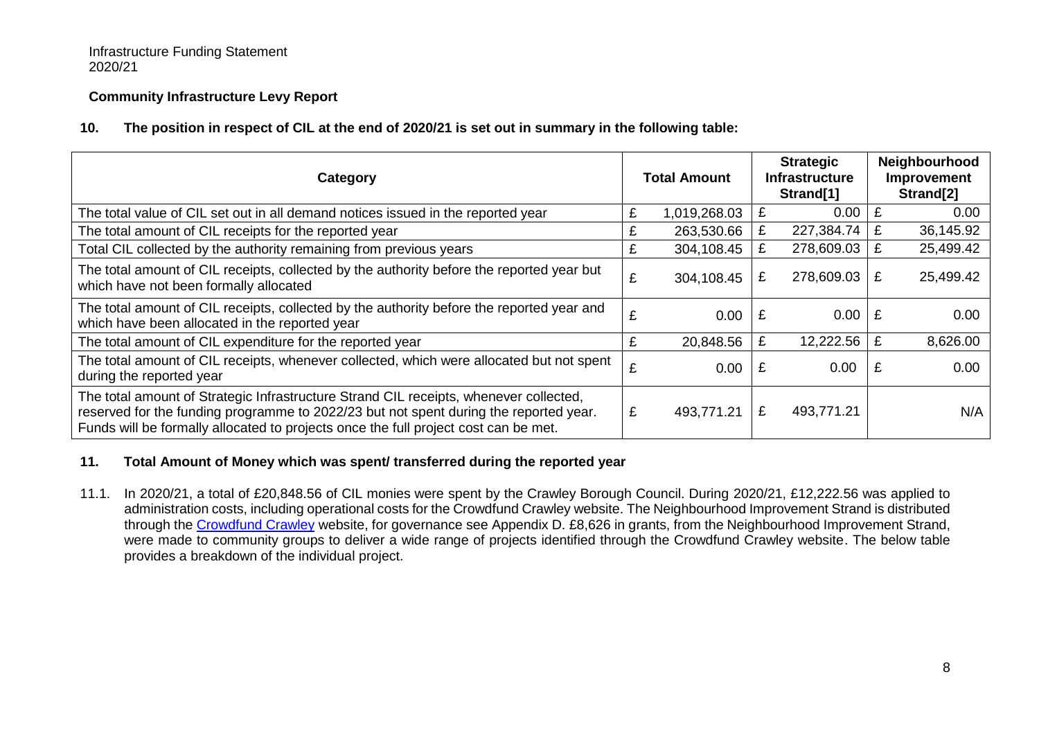Infrastructure Funding Statement
2020/21

**Community Infrastructure Levy Report**

**10. The position in respect of CIL at the end of 2020/21 is set out in summary in the following table:**

| Category | Total Amount | Strategic Infrastructure Strand[1] | Neighbourhood Improvement Strand[2] |
|---|---|---|---|
| The total value of CIL set out in all demand notices issued in the reported year | £ 1,019,268.03 | £ 0.00 | £ 0.00 |
| The total amount of CIL receipts for the reported year | £ 263,530.66 | £ 227,384.74 | £ 36,145.92 |
| Total CIL collected by the authority remaining from previous years | £ 304,108.45 | £ 278,609.03 | £ 25,499.42 |
| The total amount of CIL receipts, collected by the authority before the reported year but which have not been formally allocated | £ 304,108.45 | £ 278,609.03 | £ 25,499.42 |
| The total amount of CIL receipts, collected by the authority before the reported year and which have been allocated in the reported year | £ 0.00 | £ 0.00 | £ 0.00 |
| The total amount of CIL expenditure for the reported year | £ 20,848.56 | £ 12,222.56 | £ 8,626.00 |
| The total amount of CIL receipts, whenever collected, which were allocated but not spent during the reported year | £ 0.00 | £ 0.00 | £ 0.00 |
| The total amount of Strategic Infrastructure Strand CIL receipts, whenever collected, reserved for the funding programme to 2022/23 but not spent during the reported year. Funds will be formally allocated to projects once the full project cost can be met. | £ 493,771.21 | £ 493,771.21 | N/A |

**11. Total Amount of Money which was spent/ transferred during the reported year**

11.1. In 2020/21, a total of £20,848.56 of CIL monies were spent by the Crawley Borough Council. During 2020/21, £12,222.56 was applied to administration costs, including operational costs for the Crowdfund Crawley website. The Neighbourhood Improvement Strand is distributed through the Crowdfund Crawley website, for governance see Appendix D. £8,626 in grants, from the Neighbourhood Improvement Strand, were made to community groups to deliver a wide range of projects identified through the Crowdfund Crawley website. The below table provides a breakdown of the individual project.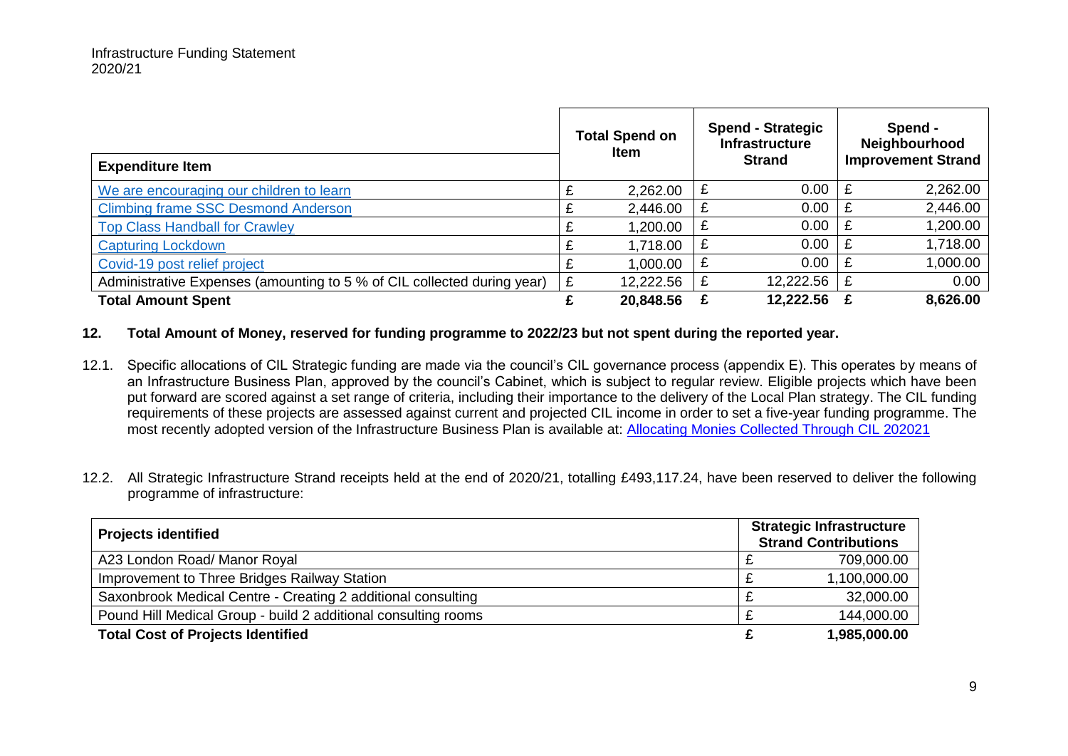| Expenditure Item | Total Spend on Item | Spend - Strategic Infrastructure Strand | Spend - Neighbourhood Improvement Strand |
|---|---|---|---|
| We are encouraging our children to learn | £ 2,262.00 | £ 0.00 | £ 2,262.00 |
| Climbing frame SSC Desmond Anderson | £ 2,446.00 | £ 0.00 | £ 2,446.00 |
| Top Class Handball for Crawley | £ 1,200.00 | £ 0.00 | £ 1,200.00 |
| Capturing Lockdown | £ 1,718.00 | £ 0.00 | £ 1,718.00 |
| Covid-19 post relief project | £ 1,000.00 | £ 0.00 | £ 1,000.00 |
| Administrative Expenses (amounting to 5 % of CIL collected during year) | £ 12,222.56 | £ 12,222.56 | £ 0.00 |
| **Total Amount Spent** | **£ 20,848.56** | **£ 12,222.56** | **£ 8,626.00** |

## 12. Total Amount of Money, reserved for funding programme to 2022/23 but not spent during the reported year.

12.1. Specific allocations of CIL Strategic funding are made via the council's CIL governance process (appendix E). This operates by means of an Infrastructure Business Plan, approved by the council's Cabinet, which is subject to regular review. Eligible projects which have been put forward are scored against a set range of criteria, including their importance to the delivery of the Local Plan strategy. The CIL funding requirements of these projects are assessed against current and projected CIL income in order to set a five-year funding programme. The most recently adopted version of the Infrastructure Business Plan is available at: Allocating Monies Collected Through CIL 202021

12.2. All Strategic Infrastructure Strand receipts held at the end of 2020/21, totalling £493,117.24, have been reserved to deliver the following programme of infrastructure:

| Projects identified | Strategic Infrastructure Strand Contributions |
|---|---|
| A23 London Road/ Manor Royal | £ 709,000.00 |
| Improvement to Three Bridges Railway Station | £ 1,100,000.00 |
| Saxonbrook Medical Centre - Creating 2 additional consulting | £ 32,000.00 |
| Pound Hill Medical Group - build 2 additional consulting rooms | £ 144,000.00 |
| **Total Cost of Projects Identified** | **£ 1,985,000.00** |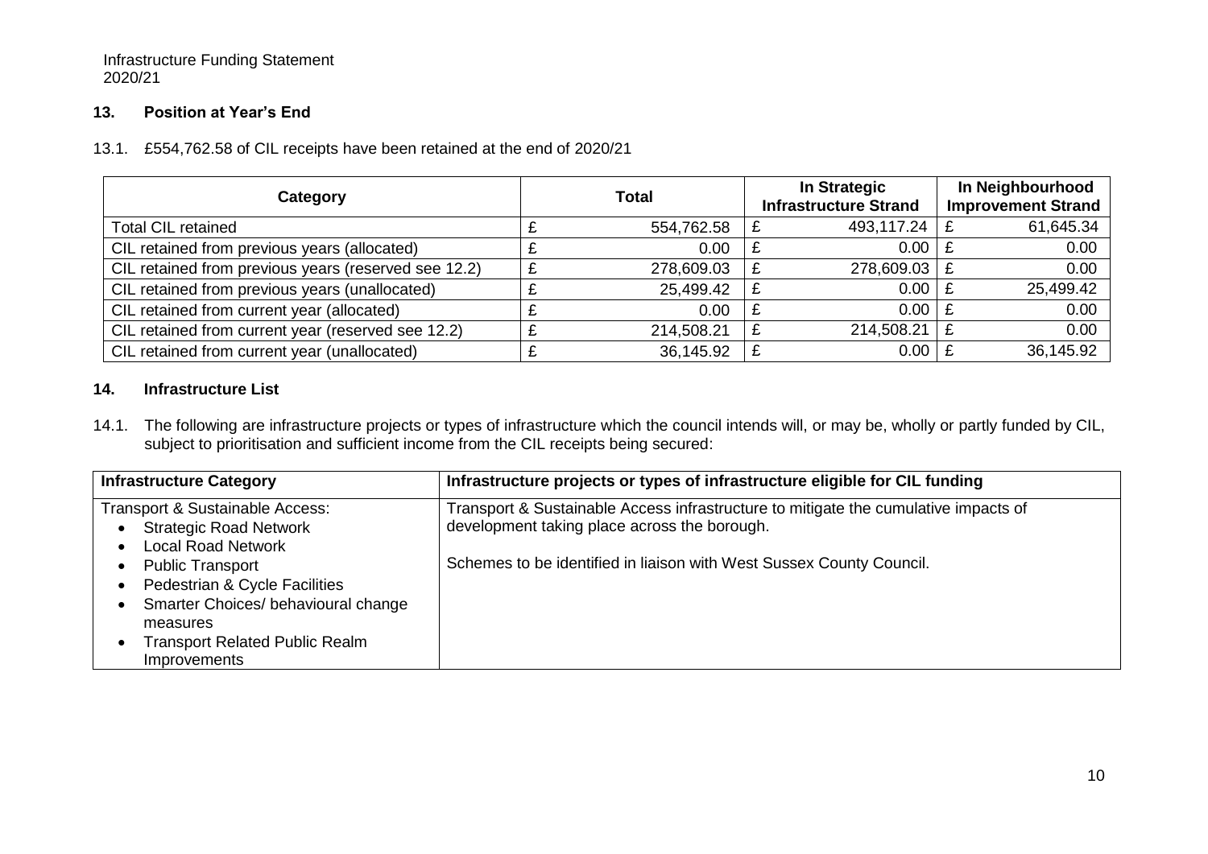## 13. Position at Year's End

13.1. £554,762.58 of CIL receipts have been retained at the end of 2020/21

| Category | Total | In Strategic Infrastructure Strand | In Neighbourhood Improvement Strand |
|---|---|---|---|
| Total CIL retained | £ 554,762.58 | £ 493,117.24 | £ 61,645.34 |
| CIL retained from previous years (allocated) | £ 0.00 | £ 0.00 | £ 0.00 |
| CIL retained from previous years (reserved see 12.2) | £ 278,609.03 | £ 278,609.03 | £ 0.00 |
| CIL retained from previous years (unallocated) | £ 25,499.42 | £ 0.00 | £ 25,499.42 |
| CIL retained from current year (allocated) | £ 0.00 | £ 0.00 | £ 0.00 |
| CIL retained from current year (reserved see 12.2) | £ 214,508.21 | £ 214,508.21 | £ 0.00 |
| CIL retained from current year (unallocated) | £ 36,145.92 | £ 0.00 | £ 36,145.92 |

## 14. Infrastructure List

14.1. The following are infrastructure projects or types of infrastructure which the council intends will, or may be, wholly or partly funded by CIL, subject to prioritisation and sufficient income from the CIL receipts being secured:

| Infrastructure Category | Infrastructure projects or types of infrastructure eligible for CIL funding |
|---|---|
| Transport & Sustainable Access:<br>• Strategic Road Network<br>• Local Road Network<br>• Public Transport<br>• Pedestrian & Cycle Facilities<br>• Smarter Choices/ behavioural change measures<br>• Transport Related Public Realm Improvements | Transport & Sustainable Access infrastructure to mitigate the cumulative impacts of development taking place across the borough.<br><br>Schemes to be identified in liaison with West Sussex County Council. |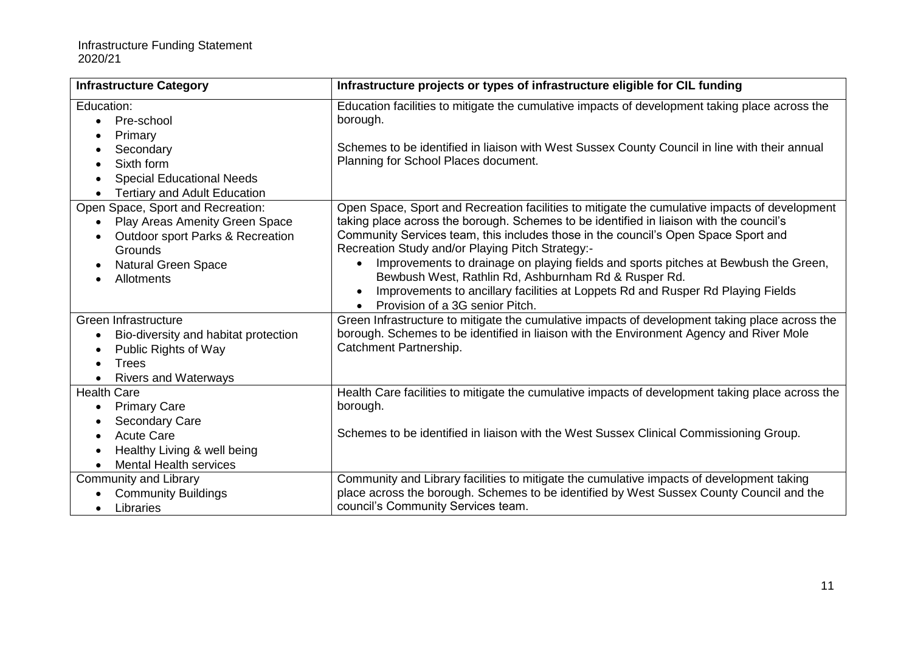| Infrastructure Category | Infrastructure projects or types of infrastructure eligible for CIL funding |
|---|---|
| Education:<br>• Pre-school<br>• Primary<br>• Secondary<br>• Sixth form<br>• Special Educational Needs<br>• Tertiary and Adult Education | Education facilities to mitigate the cumulative impacts of development taking place across the borough.<br><br>Schemes to be identified in liaison with West Sussex County Council in line with their annual Planning for School Places document. |
| Open Space, Sport and Recreation:<br>• Play Areas Amenity Green Space<br>• Outdoor sport Parks & Recreation Grounds<br>• Natural Green Space<br>• Allotments | Open Space, Sport and Recreation facilities to mitigate the cumulative impacts of development taking place across the borough. Schemes to be identified in liaison with the council's Community Services team, this includes those in the council's Open Space Sport and Recreation Study and/or Playing Pitch Strategy:-<br>• Improvements to drainage on playing fields and sports pitches at Bewbush the Green, Bewbush West, Rathlin Rd, Ashburnham Rd & Rusper Rd.<br>• Improvements to ancillary facilities at Loppets Rd and Rusper Rd Playing Fields<br>• Provision of a 3G senior Pitch. |
| Green Infrastructure<br>• Bio-diversity and habitat protection<br>• Public Rights of Way<br>• Trees<br>• Rivers and Waterways | Green Infrastructure to mitigate the cumulative impacts of development taking place across the borough. Schemes to be identified in liaison with the Environment Agency and River Mole Catchment Partnership. |
| Health Care<br>• Primary Care<br>• Secondary Care<br>• Acute Care<br>• Healthy Living & well being<br>• Mental Health services | Health Care facilities to mitigate the cumulative impacts of development taking place across the borough.<br><br>Schemes to be identified in liaison with the West Sussex Clinical Commissioning Group. |
| Community and Library<br>• Community Buildings<br>• Libraries | Community and Library facilities to mitigate the cumulative impacts of development taking place across the borough. Schemes to be identified by West Sussex County Council and the council's Community Services team. |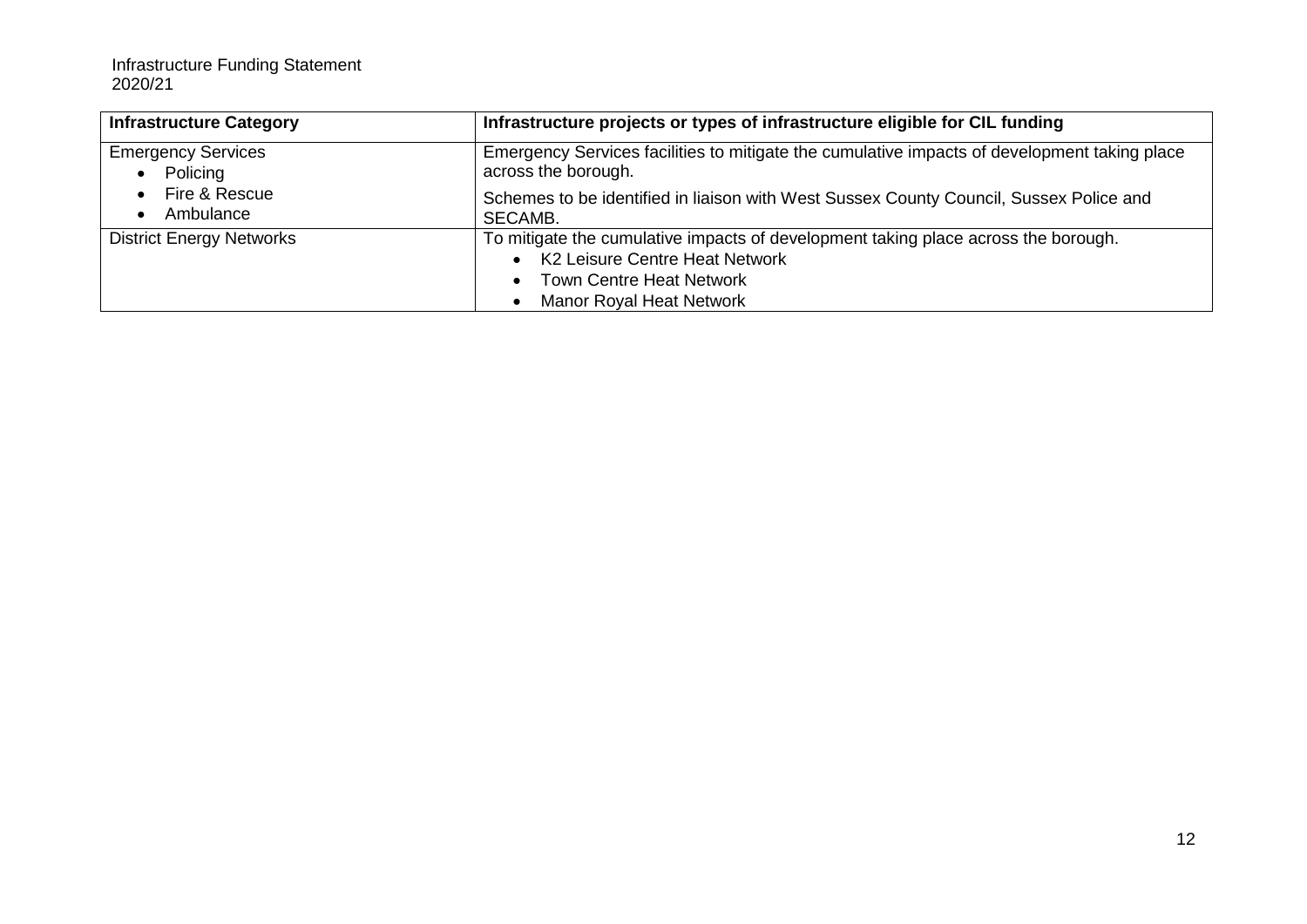| Infrastructure Category | Infrastructure projects or types of infrastructure eligible for CIL funding |
| --- | --- |
| Emergency Services<br>• Policing<br>• Fire & Rescue<br>• Ambulance | Emergency Services facilities to mitigate the cumulative impacts of development taking place across the borough.<br>Schemes to be identified in liaison with West Sussex County Council, Sussex Police and SECAMB. |
| District Energy Networks | To mitigate the cumulative impacts of development taking place across the borough.<br>• K2 Leisure Centre Heat Network<br>• Town Centre Heat Network<br>• Manor Royal Heat Network |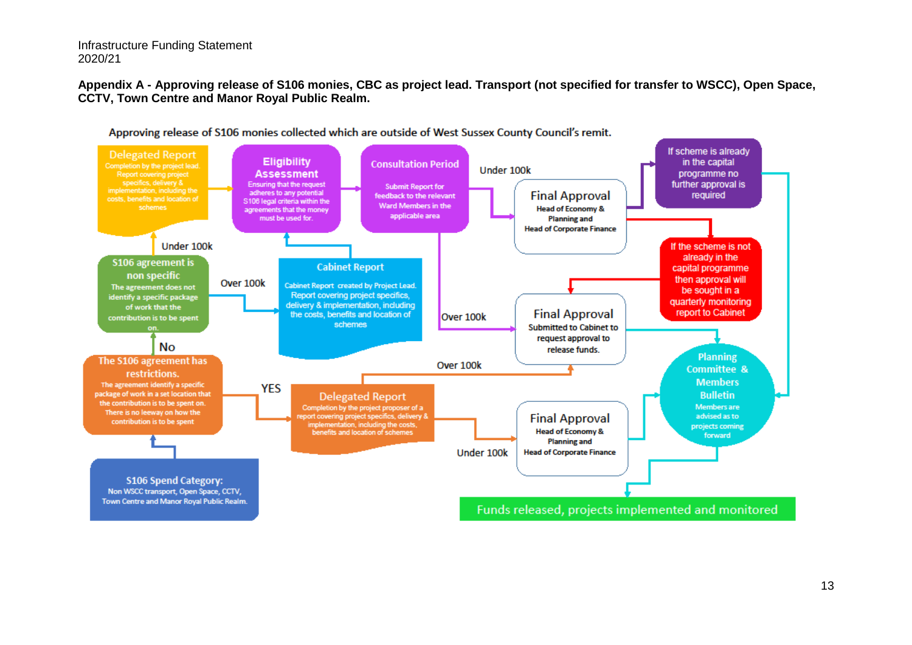**Appendix A - Approving release of S106 monies, CBC as project lead. Transport (not specified for transfer to WSCC), Open Space, CCTV, Town Centre and Manor Royal Public Realm.**

Approving release of S106 monies collected which are outside of West Sussex County Council's remit.

**S106 Spend Category:** Non WSCC transport, Open Space, CCTV, Town Centre and Manor Royal Public Realm.

**The S106 agreement has restrictions.** The agreement identify a specific package of work in a set location that the contribution is to be spent on. There is no leeway on how the contribution is to be spent

- **No** → **S106 agreement is non specific.** The agreement does not identify a specific package of work that the contribution is to be spent on.
  - **Under 100k** → **Delegated Report.** Completion by the project lead. Report covering project specifics, delivery & implementation, including the costs, benefits and location of schemes
  - **Over 100k** → **Cabinet Report.** Cabinet Report created by Project Lead. Report covering project specifics, delivery & implementation, including the costs, benefits and location of schemes
  - → **Eligibility Assessment.** Ensuring that the request adheres to any potential S106 legal criteria within the agreements that the money must be used for.
  - → **Consultation Period.** Submit Report for feedback to the relevant Ward Members in the applicable area
    - **Under 100k** → **Final Approval.** Head of Economy & Planning and Head of Corporate Finance
      - **If scheme is already in the capital programme no further approval is required** → Planning Committee & Members Bulletin
      - **If the scheme is not already in the capital programme then approval will be sought in a quarterly monitoring report to Cabinet** → Final Approval (Cabinet)
    - **Over 100k** → **Final Approval.** Submitted to Cabinet to request approval to release funds.
- **YES** → **Delegated Report.** Completion by the project proposer of a report covering project specifics, delivery & implementation, including the costs, benefits and location of schemes
  - **Over 100k** → **Final Approval.** Submitted to Cabinet to request approval to release funds.
  - **Under 100k** → **Final Approval.** Head of Economy & Planning and Head of Corporate Finance

**Planning Committee & Members Bulletin.** Members are advised as to projects coming forward

**Funds released, projects implemented and monitored**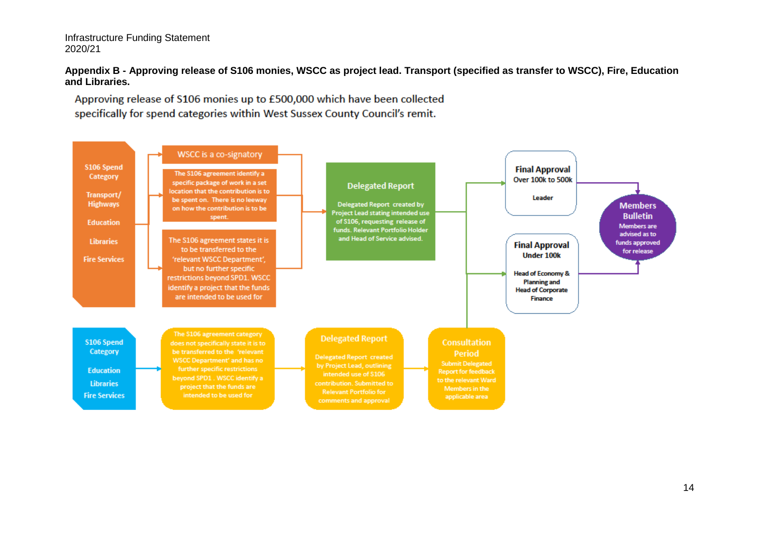## Appendix B - Approving release of S106 monies, WSCC as project lead. Transport (specified as transfer to WSCC), Fire, Education and Libraries.

Approving release of S106 monies up to £500,000 which have been collected specifically for spend categories within West Sussex County Council's remit.

**S106 Spend Category**

Transport/ Highways

Education

Libraries

Fire Services

**WSCC is a co-signatory**

The S106 agreement identify a specific package of work in a set location that the contribution is to be spent on. There is no leeway on how the contribution is to be spent.

The S106 agreement states it is to be transferred to the 'relevant WSCC Department', but no further specific restrictions beyond SPD1. WSCC identify a project that the funds are intended to be used for

**Delegated Report**

Delegated Report created by Project Lead stating intended use of S106, requesting release of funds. Relevant Portfolio Holder and Head of Service advised.

**Final Approval**
Over 100k to 500k

Leader

**Final Approval**
Under 100k

Head of Economy & Planning and Head of Corporate Finance

**Members Bulletin**

Members are advised as to funds approved for release

**S106 Spend Category**

Education

Libraries

Fire Services

The S106 agreement category does not specifically state it is to be transferred to the 'relevant WSCC Department' and has no further specific restrictions beyond SPD1 . WSCC identify a project that the funds are intended to be used for

**Delegated Report**

Delegated Report created by Project Lead, outlining intended use of S106 contribution. Submitted to Relevant Portfolio for comments and approval

**Consultation Period**

Submit Delegated Report for feedback to the relevant Ward Members in the applicable area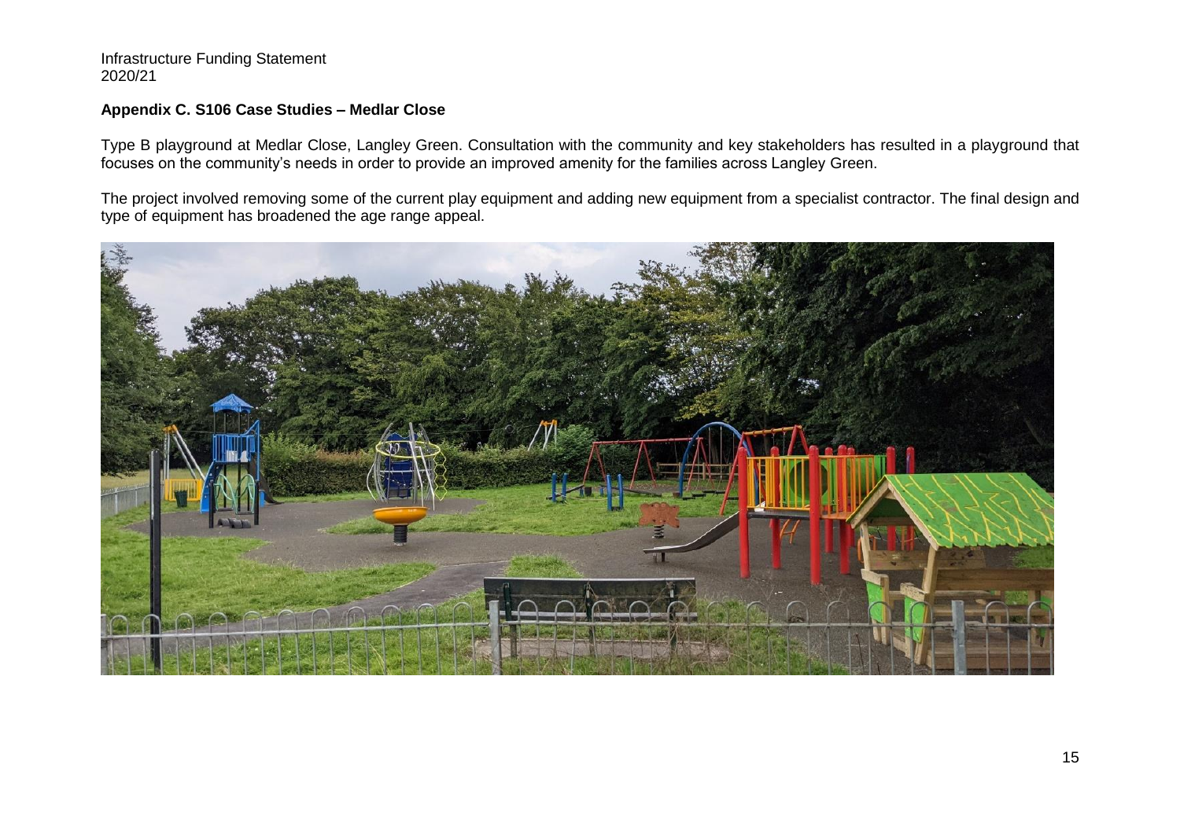## Appendix C. S106 Case Studies – Medlar Close

Type B playground at Medlar Close, Langley Green. Consultation with the community and key stakeholders has resulted in a playground that focuses on the community's needs in order to provide an improved amenity for the families across Langley Green.

The project involved removing some of the current play equipment and adding new equipment from a specialist contractor. The final design and type of equipment has broadened the age range appeal.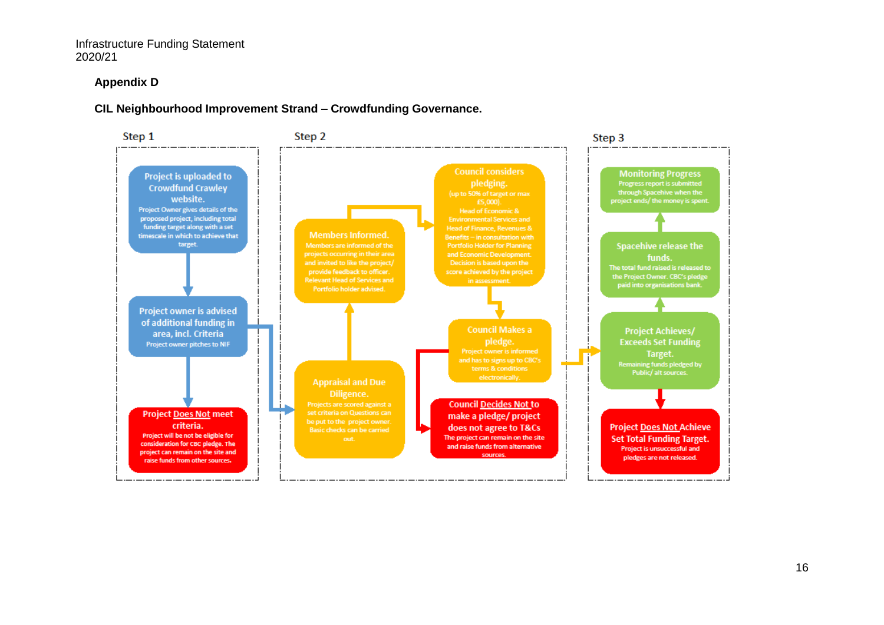## Appendix D

### CIL Neighbourhood Improvement Strand – Crowdfunding Governance.

**Step 1**

**Project is uploaded to Crowdfund Crawley website.**
Project Owner gives details of the proposed project, including total funding target along with a set timescale in which to achieve that target.

**Project owner is advised of additional funding in area, incl. Criteria**
Project owner pitches to NIF

**Project Does Not meet criteria.**
Project will be not be eligible for consideration for CBC pledge. The project can remain on the site and raise funds from other sources.

**Step 2**

**Appraisal and Due Diligence.**
Projects are scored against a set criteria on Questions can be put to the project owner. Basic checks can be carried out.

**Members Informed.**
Members are informed of the projects occurring in their area and invited to like the project/ provide feedback to officer. Relevant Head of Services and Portfolio holder advised.

**Council considers pledging.**
(up to 50% of target or max £5,000).
Head of Economic & Environmental Services and Head of Finance, Revenues & Benefits – in consultation with Portfolio Holder for Planning and Economic Development. Decision is based upon the score achieved by the project in assessment.

**Council Makes a pledge.**
Project owner is informed and has to signs up to CBC's terms & conditions electronically.

**Council Decides Not to make a pledge/ project does not agree to T&Cs**
The project can remain on the site and raise funds from alternative sources.

**Step 3**

**Project Achieves/ Exceeds Set Funding Target.**
Remaining funds pledged by Public/ alt sources.

**Spacehive release the funds.**
The total fund raised is released to the Project Owner. CBC's pledge paid into organisations bank.

**Monitoring Progress**
Progress report is submitted through Spacehive when the project ends/ the money is spent.

**Project Does Not Achieve Set Total Funding Target.**
Project is unsuccessful and pledges are not released.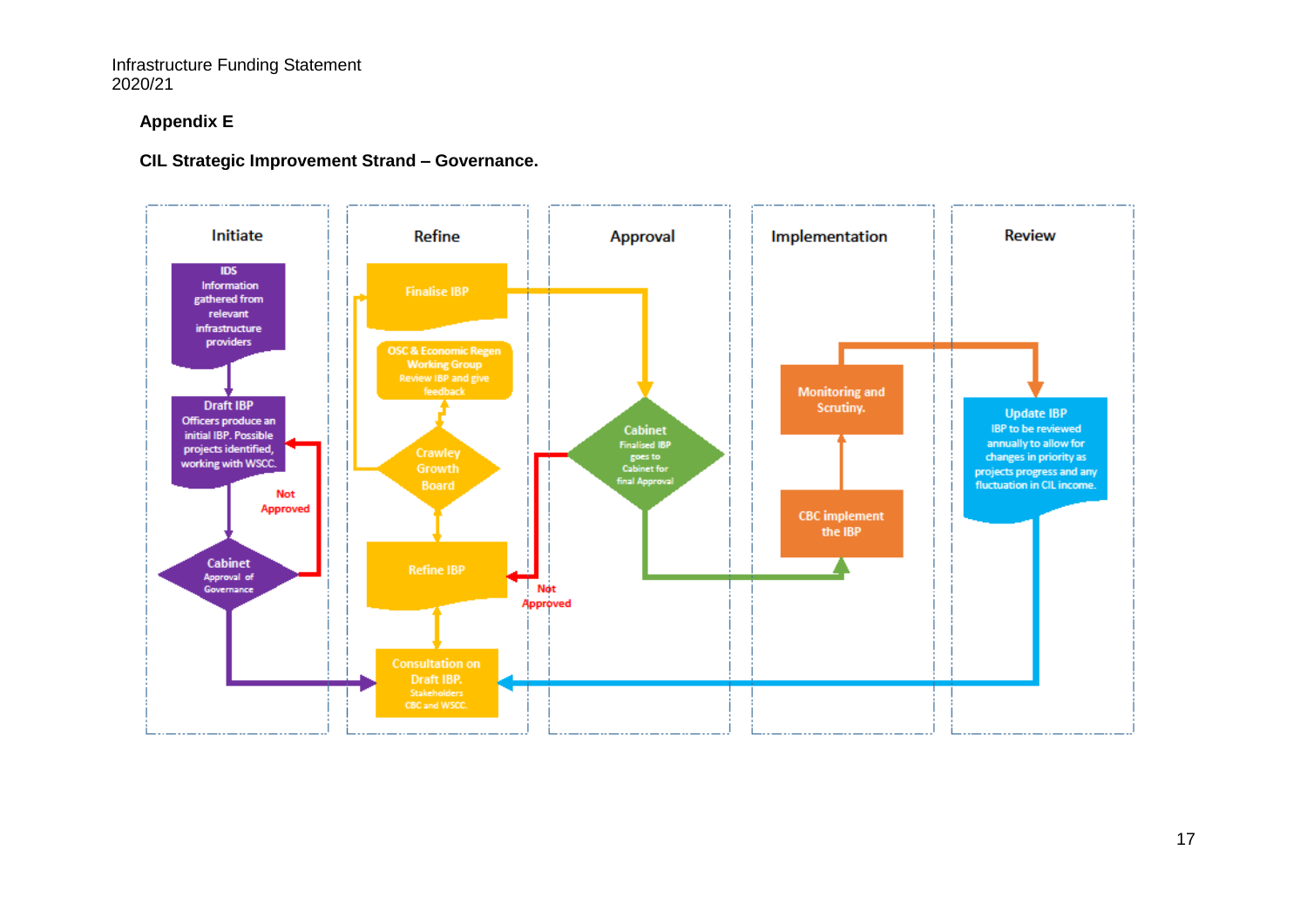## Appendix E

**CIL Strategic Improvement Strand – Governance.**

Initiate

Refine

Approval

Implementation

Review

IDS
Information gathered from relevant infrastructure providers

Draft IBP
Officers produce an initial IBP. Possible projects identified, working with WSCC.

Not Approved

Cabinet
Approval of Governance

Finalise IBP

OSC & Economic Regen Working Group
Review IBP and give feedback

Crawley Growth Board

Refine IBP

Consultation on Draft IBP.
Stakeholders CBC and WSCC.

Cabinet
Finalised IBP goes to Cabinet for final Approval

Not Approved

Monitoring and Scrutiny.

CBC implement the IBP

Update IBP
IBP to be reviewed annually to allow for changes in priority as projects progress and any fluctuation in CIL income.